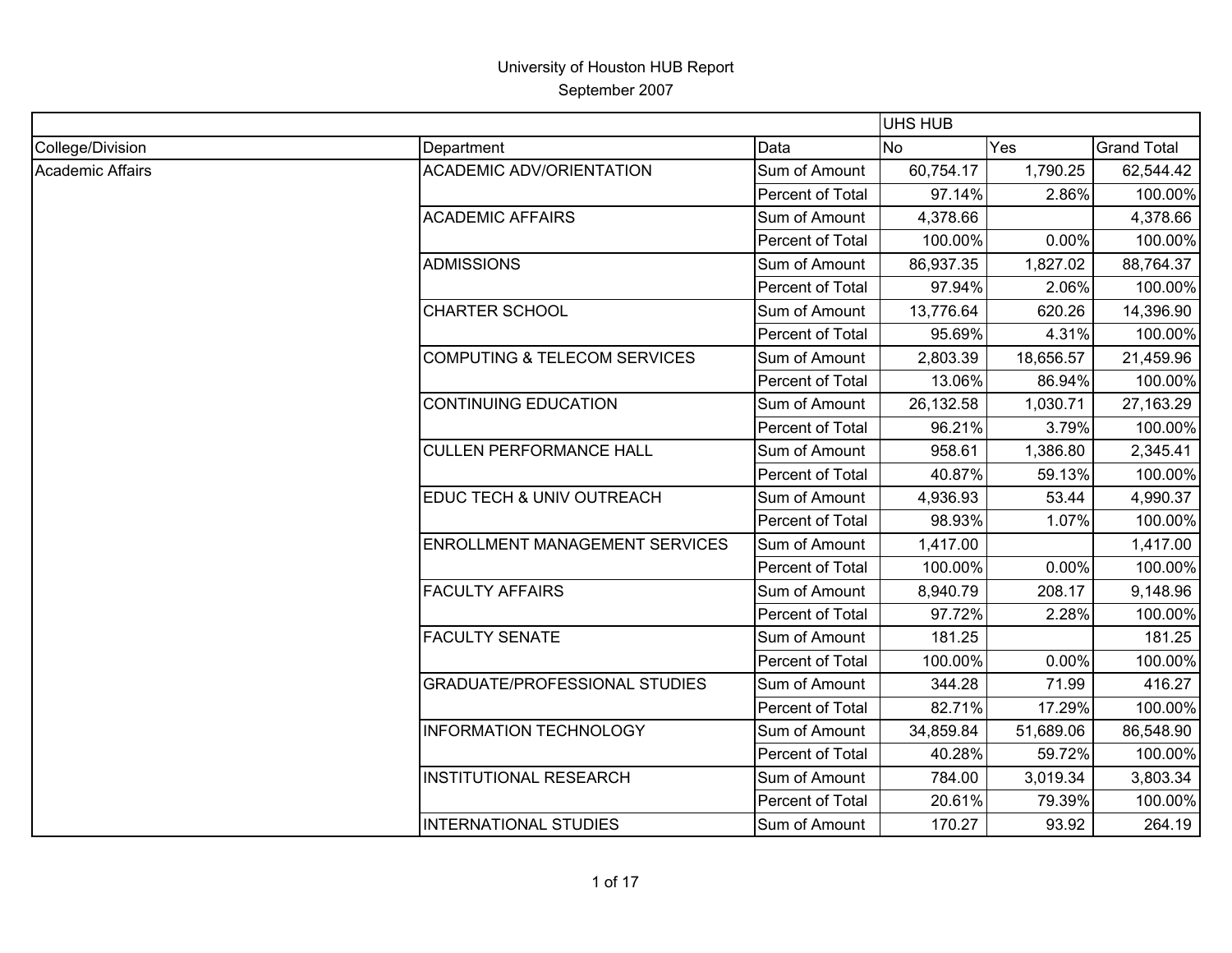University of Houston HUB Report

September 2007

| | | | UHS HUB | | |
|---|---|---|---|---|---|
| College/Division | Department | Data | No | Yes | Grand Total |
| Academic Affairs | ACADEMIC ADV/ORIENTATION | Sum of Amount | 60,754.17 | 1,790.25 | 62,544.42 |
| | | Percent of Total | 97.14% | 2.86% | 100.00% |
| | ACADEMIC AFFAIRS | Sum of Amount | 4,378.66 | | 4,378.66 |
| | | Percent of Total | 100.00% | 0.00% | 100.00% |
| | ADMISSIONS | Sum of Amount | 86,937.35 | 1,827.02 | 88,764.37 |
| | | Percent of Total | 97.94% | 2.06% | 100.00% |
| | CHARTER SCHOOL | Sum of Amount | 13,776.64 | 620.26 | 14,396.90 |
| | | Percent of Total | 95.69% | 4.31% | 100.00% |
| | COMPUTING & TELECOM SERVICES | Sum of Amount | 2,803.39 | 18,656.57 | 21,459.96 |
| | | Percent of Total | 13.06% | 86.94% | 100.00% |
| | CONTINUING EDUCATION | Sum of Amount | 26,132.58 | 1,030.71 | 27,163.29 |
| | | Percent of Total | 96.21% | 3.79% | 100.00% |
| | CULLEN PERFORMANCE HALL | Sum of Amount | 958.61 | 1,386.80 | 2,345.41 |
| | | Percent of Total | 40.87% | 59.13% | 100.00% |
| | EDUC TECH & UNIV OUTREACH | Sum of Amount | 4,936.93 | 53.44 | 4,990.37 |
| | | Percent of Total | 98.93% | 1.07% | 100.00% |
| | ENROLLMENT MANAGEMENT SERVICES | Sum of Amount | 1,417.00 | | 1,417.00 |
| | | Percent of Total | 100.00% | 0.00% | 100.00% |
| | FACULTY AFFAIRS | Sum of Amount | 8,940.79 | 208.17 | 9,148.96 |
| | | Percent of Total | 97.72% | 2.28% | 100.00% |
| | FACULTY SENATE | Sum of Amount | 181.25 | | 181.25 |
| | | Percent of Total | 100.00% | 0.00% | 100.00% |
| | GRADUATE/PROFESSIONAL STUDIES | Sum of Amount | 344.28 | 71.99 | 416.27 |
| | | Percent of Total | 82.71% | 17.29% | 100.00% |
| | INFORMATION TECHNOLOGY | Sum of Amount | 34,859.84 | 51,689.06 | 86,548.90 |
| | | Percent of Total | 40.28% | 59.72% | 100.00% |
| | INSTITUTIONAL RESEARCH | Sum of Amount | 784.00 | 3,019.34 | 3,803.34 |
| | | Percent of Total | 20.61% | 79.39% | 100.00% |
| | INTERNATIONAL STUDIES | Sum of Amount | 170.27 | 93.92 | 264.19 |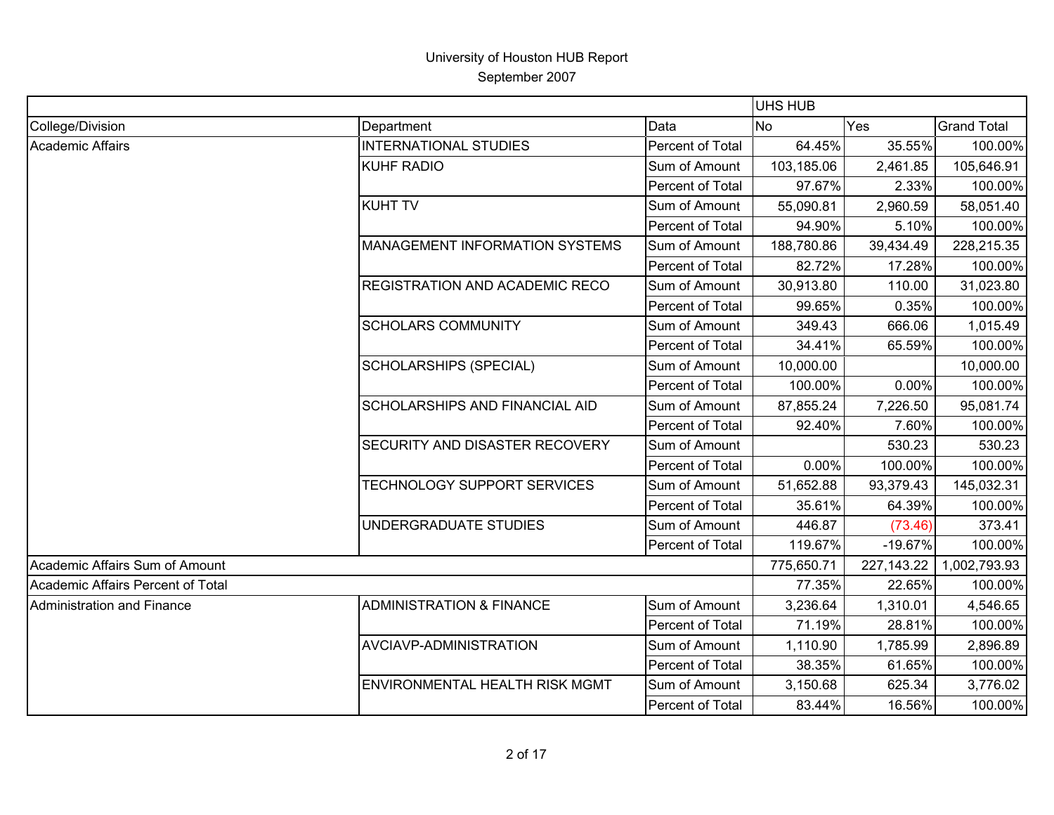University of Houston HUB Report
September 2007

| | | | UHS HUB | | |
|---|---|---|---|---|---|
| College/Division | Department | Data | No | Yes | Grand Total |
| Academic Affairs | INTERNATIONAL STUDIES | Percent of Total | 64.45% | 35.55% | 100.00% |
| | KUHF RADIO | Sum of Amount | 103,185.06 | 2,461.85 | 105,646.91 |
| | | Percent of Total | 97.67% | 2.33% | 100.00% |
| | KUHT TV | Sum of Amount | 55,090.81 | 2,960.59 | 58,051.40 |
| | | Percent of Total | 94.90% | 5.10% | 100.00% |
| | MANAGEMENT INFORMATION SYSTEMS | Sum of Amount | 188,780.86 | 39,434.49 | 228,215.35 |
| | | Percent of Total | 82.72% | 17.28% | 100.00% |
| | REGISTRATION AND ACADEMIC RECO | Sum of Amount | 30,913.80 | 110.00 | 31,023.80 |
| | | Percent of Total | 99.65% | 0.35% | 100.00% |
| | SCHOLARS COMMUNITY | Sum of Amount | 349.43 | 666.06 | 1,015.49 |
| | | Percent of Total | 34.41% | 65.59% | 100.00% |
| | SCHOLARSHIPS (SPECIAL) | Sum of Amount | 10,000.00 | | 10,000.00 |
| | | Percent of Total | 100.00% | 0.00% | 100.00% |
| | SCHOLARSHIPS AND FINANCIAL AID | Sum of Amount | 87,855.24 | 7,226.50 | 95,081.74 |
| | | Percent of Total | 92.40% | 7.60% | 100.00% |
| | SECURITY AND DISASTER RECOVERY | Sum of Amount | | 530.23 | 530.23 |
| | | Percent of Total | 0.00% | 100.00% | 100.00% |
| | TECHNOLOGY SUPPORT SERVICES | Sum of Amount | 51,652.88 | 93,379.43 | 145,032.31 |
| | | Percent of Total | 35.61% | 64.39% | 100.00% |
| | UNDERGRADUATE STUDIES | Sum of Amount | 446.87 | (73.46) | 373.41 |
| | | Percent of Total | 119.67% | -19.67% | 100.00% |
| Academic Affairs Sum of Amount | | | 775,650.71 | 227,143.22 | 1,002,793.93 |
| Academic Affairs Percent of Total | | | 77.35% | 22.65% | 100.00% |
| Administration and Finance | ADMINISTRATION & FINANCE | Sum of Amount | 3,236.64 | 1,310.01 | 4,546.65 |
| | | Percent of Total | 71.19% | 28.81% | 100.00% |
| | AVCIAVP-ADMINISTRATION | Sum of Amount | 1,110.90 | 1,785.99 | 2,896.89 |
| | | Percent of Total | 38.35% | 61.65% | 100.00% |
| | ENVIRONMENTAL HEALTH RISK MGMT | Sum of Amount | 3,150.68 | 625.34 | 3,776.02 |
| | | Percent of Total | 83.44% | 16.56% | 100.00% |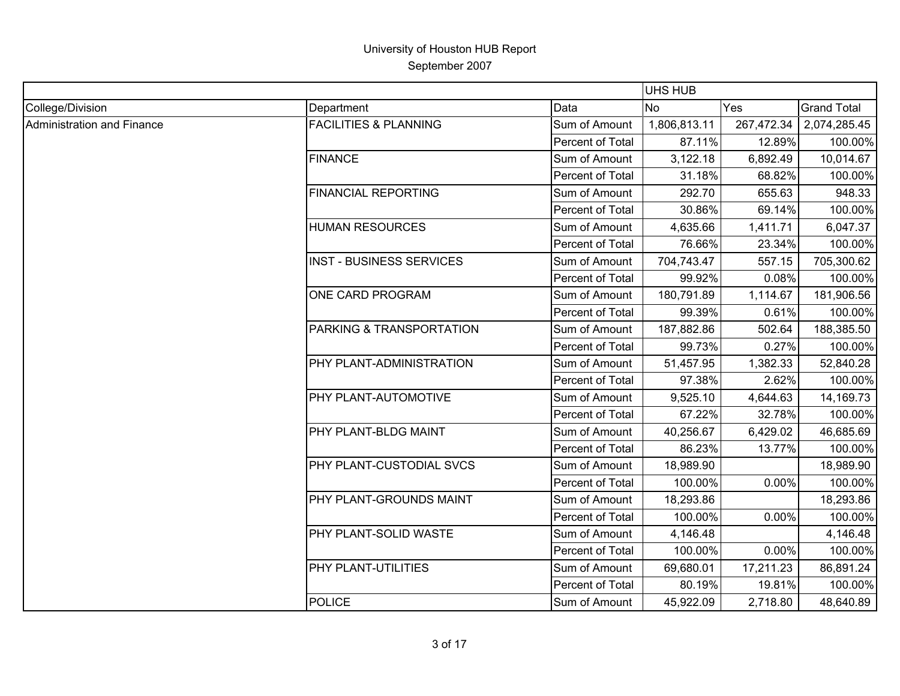University of Houston HUB Report
September 2007

| | | | UHS HUB | | |
|---|---|---|---|---|---|
| College/Division | Department | Data | No | Yes | Grand Total |
| Administration and Finance | FACILITIES & PLANNING | Sum of Amount | 1,806,813.11 | 267,472.34 | 2,074,285.45 |
| | | Percent of Total | 87.11% | 12.89% | 100.00% |
| | FINANCE | Sum of Amount | 3,122.18 | 6,892.49 | 10,014.67 |
| | | Percent of Total | 31.18% | 68.82% | 100.00% |
| | FINANCIAL REPORTING | Sum of Amount | 292.70 | 655.63 | 948.33 |
| | | Percent of Total | 30.86% | 69.14% | 100.00% |
| | HUMAN RESOURCES | Sum of Amount | 4,635.66 | 1,411.71 | 6,047.37 |
| | | Percent of Total | 76.66% | 23.34% | 100.00% |
| | INST - BUSINESS SERVICES | Sum of Amount | 704,743.47 | 557.15 | 705,300.62 |
| | | Percent of Total | 99.92% | 0.08% | 100.00% |
| | ONE CARD PROGRAM | Sum of Amount | 180,791.89 | 1,114.67 | 181,906.56 |
| | | Percent of Total | 99.39% | 0.61% | 100.00% |
| | PARKING & TRANSPORTATION | Sum of Amount | 187,882.86 | 502.64 | 188,385.50 |
| | | Percent of Total | 99.73% | 0.27% | 100.00% |
| | PHY PLANT-ADMINISTRATION | Sum of Amount | 51,457.95 | 1,382.33 | 52,840.28 |
| | | Percent of Total | 97.38% | 2.62% | 100.00% |
| | PHY PLANT-AUTOMOTIVE | Sum of Amount | 9,525.10 | 4,644.63 | 14,169.73 |
| | | Percent of Total | 67.22% | 32.78% | 100.00% |
| | PHY PLANT-BLDG MAINT | Sum of Amount | 40,256.67 | 6,429.02 | 46,685.69 |
| | | Percent of Total | 86.23% | 13.77% | 100.00% |
| | PHY PLANT-CUSTODIAL SVCS | Sum of Amount | 18,989.90 | | 18,989.90 |
| | | Percent of Total | 100.00% | 0.00% | 100.00% |
| | PHY PLANT-GROUNDS MAINT | Sum of Amount | 18,293.86 | | 18,293.86 |
| | | Percent of Total | 100.00% | 0.00% | 100.00% |
| | PHY PLANT-SOLID WASTE | Sum of Amount | 4,146.48 | | 4,146.48 |
| | | Percent of Total | 100.00% | 0.00% | 100.00% |
| | PHY PLANT-UTILITIES | Sum of Amount | 69,680.01 | 17,211.23 | 86,891.24 |
| | | Percent of Total | 80.19% | 19.81% | 100.00% |
| | POLICE | Sum of Amount | 45,922.09 | 2,718.80 | 48,640.89 |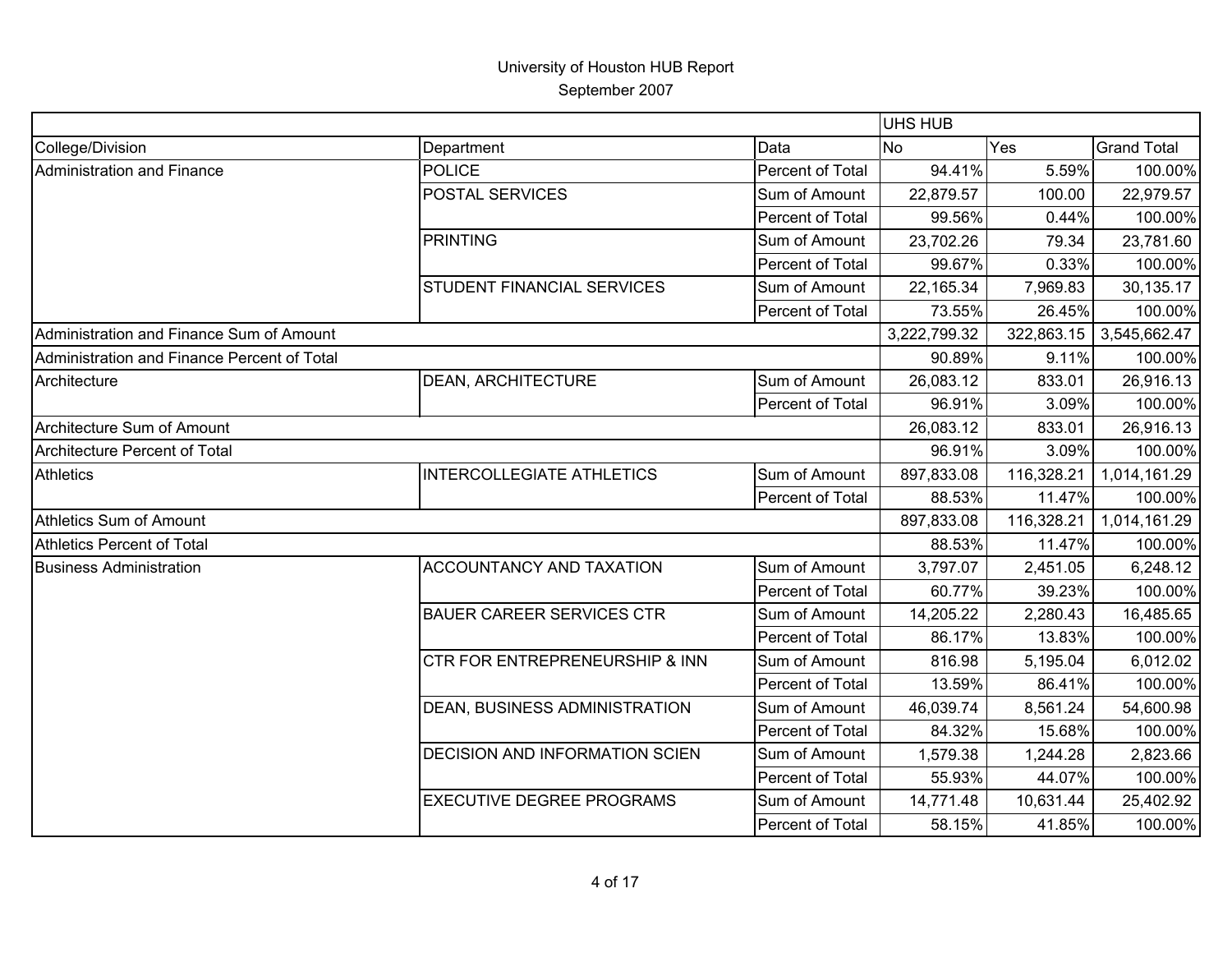University of Houston HUB Report

September 2007

| | | | UHS HUB | | |
|---|---|---|---|---|---|
| College/Division | Department | Data | No | Yes | Grand Total |
| Administration and Finance | POLICE | Percent of Total | 94.41% | 5.59% | 100.00% |
| | POSTAL SERVICES | Sum of Amount | 22,879.57 | 100.00 | 22,979.57 |
| | | Percent of Total | 99.56% | 0.44% | 100.00% |
| | PRINTING | Sum of Amount | 23,702.26 | 79.34 | 23,781.60 |
| | | Percent of Total | 99.67% | 0.33% | 100.00% |
| | STUDENT FINANCIAL SERVICES | Sum of Amount | 22,165.34 | 7,969.83 | 30,135.17 |
| | | Percent of Total | 73.55% | 26.45% | 100.00% |
| Administration and Finance Sum of Amount | | | 3,222,799.32 | 322,863.15 | 3,545,662.47 |
| Administration and Finance Percent of Total | | | 90.89% | 9.11% | 100.00% |
| Architecture | DEAN, ARCHITECTURE | Sum of Amount | 26,083.12 | 833.01 | 26,916.13 |
| | | Percent of Total | 96.91% | 3.09% | 100.00% |
| Architecture Sum of Amount | | | 26,083.12 | 833.01 | 26,916.13 |
| Architecture Percent of Total | | | 96.91% | 3.09% | 100.00% |
| Athletics | INTERCOLLEGIATE ATHLETICS | Sum of Amount | 897,833.08 | 116,328.21 | 1,014,161.29 |
| | | Percent of Total | 88.53% | 11.47% | 100.00% |
| Athletics Sum of Amount | | | 897,833.08 | 116,328.21 | 1,014,161.29 |
| Athletics Percent of Total | | | 88.53% | 11.47% | 100.00% |
| Business Administration | ACCOUNTANCY AND TAXATION | Sum of Amount | 3,797.07 | 2,451.05 | 6,248.12 |
| | | Percent of Total | 60.77% | 39.23% | 100.00% |
| | BAUER CAREER SERVICES CTR | Sum of Amount | 14,205.22 | 2,280.43 | 16,485.65 |
| | | Percent of Total | 86.17% | 13.83% | 100.00% |
| | CTR FOR ENTREPRENEURSHIP & INN | Sum of Amount | 816.98 | 5,195.04 | 6,012.02 |
| | | Percent of Total | 13.59% | 86.41% | 100.00% |
| | DEAN, BUSINESS ADMINISTRATION | Sum of Amount | 46,039.74 | 8,561.24 | 54,600.98 |
| | | Percent of Total | 84.32% | 15.68% | 100.00% |
| | DECISION AND INFORMATION SCIEN | Sum of Amount | 1,579.38 | 1,244.28 | 2,823.66 |
| | | Percent of Total | 55.93% | 44.07% | 100.00% |
| | EXECUTIVE DEGREE PROGRAMS | Sum of Amount | 14,771.48 | 10,631.44 | 25,402.92 |
| | | Percent of Total | 58.15% | 41.85% | 100.00% |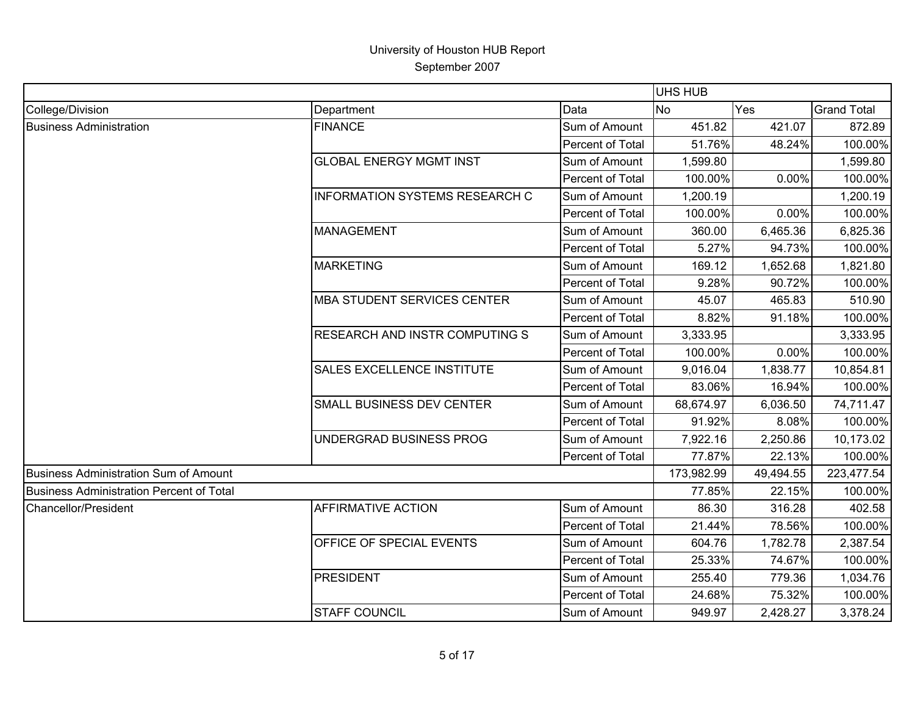# University of Houston HUB Report

September 2007

| | | | UHS HUB | | |
|---|---|---|---|---|---|
| College/Division | Department | Data | No | Yes | Grand Total |
| Business Administration | FINANCE | Sum of Amount | 451.82 | 421.07 | 872.89 |
| | | Percent of Total | 51.76% | 48.24% | 100.00% |
| | GLOBAL ENERGY MGMT INST | Sum of Amount | 1,599.80 | | 1,599.80 |
| | | Percent of Total | 100.00% | 0.00% | 100.00% |
| | INFORMATION SYSTEMS RESEARCH C | Sum of Amount | 1,200.19 | | 1,200.19 |
| | | Percent of Total | 100.00% | 0.00% | 100.00% |
| | MANAGEMENT | Sum of Amount | 360.00 | 6,465.36 | 6,825.36 |
| | | Percent of Total | 5.27% | 94.73% | 100.00% |
| | MARKETING | Sum of Amount | 169.12 | 1,652.68 | 1,821.80 |
| | | Percent of Total | 9.28% | 90.72% | 100.00% |
| | MBA STUDENT SERVICES CENTER | Sum of Amount | 45.07 | 465.83 | 510.90 |
| | | Percent of Total | 8.82% | 91.18% | 100.00% |
| | RESEARCH AND INSTR COMPUTING S | Sum of Amount | 3,333.95 | | 3,333.95 |
| | | Percent of Total | 100.00% | 0.00% | 100.00% |
| | SALES EXCELLENCE INSTITUTE | Sum of Amount | 9,016.04 | 1,838.77 | 10,854.81 |
| | | Percent of Total | 83.06% | 16.94% | 100.00% |
| | SMALL BUSINESS DEV CENTER | Sum of Amount | 68,674.97 | 6,036.50 | 74,711.47 |
| | | Percent of Total | 91.92% | 8.08% | 100.00% |
| | UNDERGRAD BUSINESS PROG | Sum of Amount | 7,922.16 | 2,250.86 | 10,173.02 |
| | | Percent of Total | 77.87% | 22.13% | 100.00% |
| Business Administration Sum of Amount | | | 173,982.99 | 49,494.55 | 223,477.54 |
| Business Administration Percent of Total | | | 77.85% | 22.15% | 100.00% |
| Chancellor/President | AFFIRMATIVE ACTION | Sum of Amount | 86.30 | 316.28 | 402.58 |
| | | Percent of Total | 21.44% | 78.56% | 100.00% |
| | OFFICE OF SPECIAL EVENTS | Sum of Amount | 604.76 | 1,782.78 | 2,387.54 |
| | | Percent of Total | 25.33% | 74.67% | 100.00% |
| | PRESIDENT | Sum of Amount | 255.40 | 779.36 | 1,034.76 |
| | | Percent of Total | 24.68% | 75.32% | 100.00% |
| | STAFF COUNCIL | Sum of Amount | 949.97 | 2,428.27 | 3,378.24 |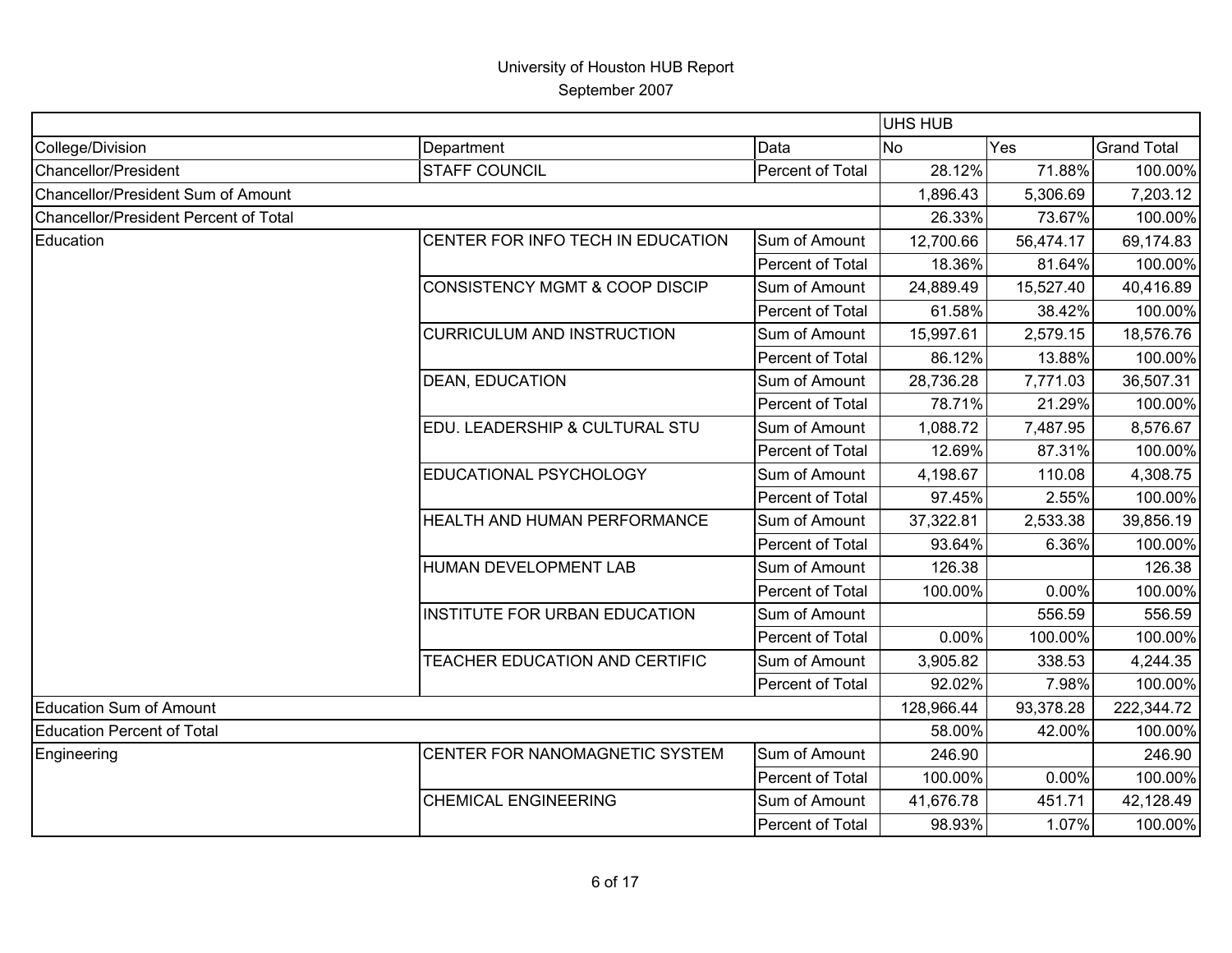# University of Houston HUB Report

September 2007

| | | | UHS HUB | | |
|---|---|---|---|---|---|
| College/Division | Department | Data | No | Yes | Grand Total |
| Chancellor/President | STAFF COUNCIL | Percent of Total | 28.12% | 71.88% | 100.00% |
| Chancellor/President Sum of Amount | | | 1,896.43 | 5,306.69 | 7,203.12 |
| Chancellor/President Percent of Total | | | 26.33% | 73.67% | 100.00% |
| Education | CENTER FOR INFO TECH IN EDUCATION | Sum of Amount | 12,700.66 | 56,474.17 | 69,174.83 |
| | | Percent of Total | 18.36% | 81.64% | 100.00% |
| | CONSISTENCY MGMT & COOP DISCIP | Sum of Amount | 24,889.49 | 15,527.40 | 40,416.89 |
| | | Percent of Total | 61.58% | 38.42% | 100.00% |
| | CURRICULUM AND INSTRUCTION | Sum of Amount | 15,997.61 | 2,579.15 | 18,576.76 |
| | | Percent of Total | 86.12% | 13.88% | 100.00% |
| | DEAN, EDUCATION | Sum of Amount | 28,736.28 | 7,771.03 | 36,507.31 |
| | | Percent of Total | 78.71% | 21.29% | 100.00% |
| | EDU. LEADERSHIP & CULTURAL STU | Sum of Amount | 1,088.72 | 7,487.95 | 8,576.67 |
| | | Percent of Total | 12.69% | 87.31% | 100.00% |
| | EDUCATIONAL PSYCHOLOGY | Sum of Amount | 4,198.67 | 110.08 | 4,308.75 |
| | | Percent of Total | 97.45% | 2.55% | 100.00% |
| | HEALTH AND HUMAN PERFORMANCE | Sum of Amount | 37,322.81 | 2,533.38 | 39,856.19 |
| | | Percent of Total | 93.64% | 6.36% | 100.00% |
| | HUMAN DEVELOPMENT LAB | Sum of Amount | 126.38 | | 126.38 |
| | | Percent of Total | 100.00% | 0.00% | 100.00% |
| | INSTITUTE FOR URBAN EDUCATION | Sum of Amount | | 556.59 | 556.59 |
| | | Percent of Total | 0.00% | 100.00% | 100.00% |
| | TEACHER EDUCATION AND CERTIFIC | Sum of Amount | 3,905.82 | 338.53 | 4,244.35 |
| | | Percent of Total | 92.02% | 7.98% | 100.00% |
| Education Sum of Amount | | | 128,966.44 | 93,378.28 | 222,344.72 |
| Education Percent of Total | | | 58.00% | 42.00% | 100.00% |
| Engineering | CENTER FOR NANOMAGNETIC SYSTEM | Sum of Amount | 246.90 | | 246.90 |
| | | Percent of Total | 100.00% | 0.00% | 100.00% |
| | CHEMICAL ENGINEERING | Sum of Amount | 41,676.78 | 451.71 | 42,128.49 |
| | | Percent of Total | 98.93% | 1.07% | 100.00% |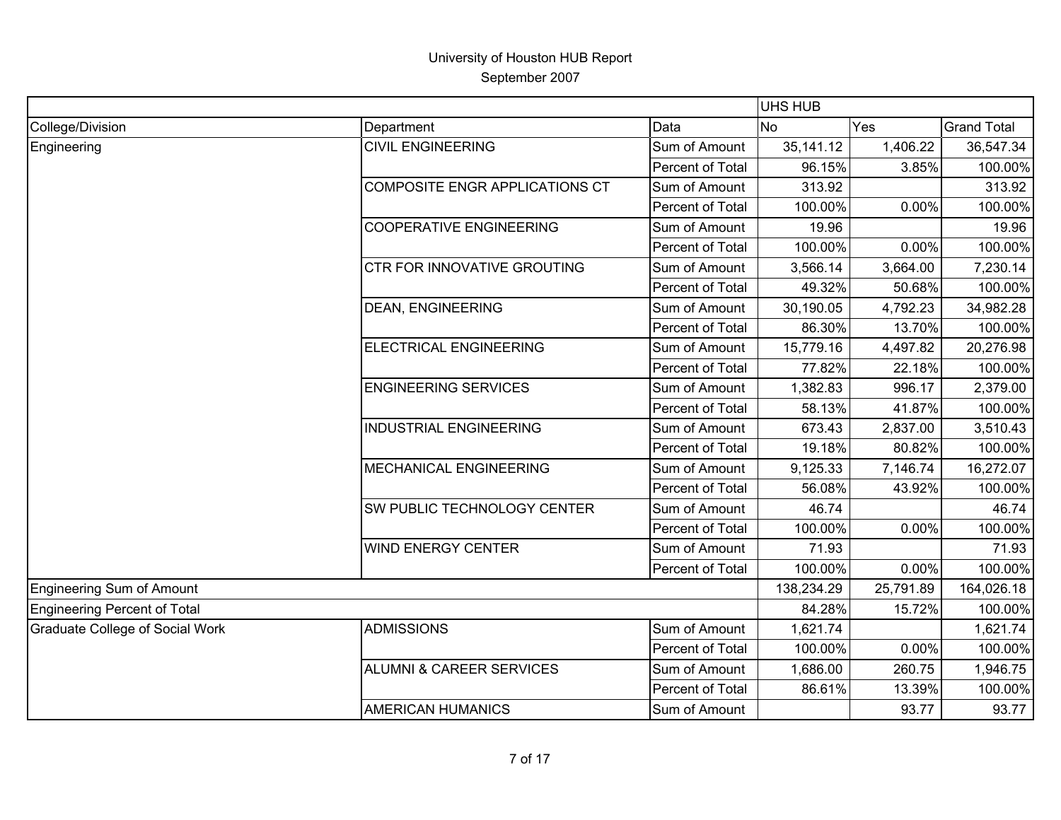University of Houston HUB Report

September 2007

| | | | UHS HUB | | |
|---|---|---|---|---|---|
| College/Division | Department | Data | No | Yes | Grand Total |
| Engineering | CIVIL ENGINEERING | Sum of Amount | 35,141.12 | 1,406.22 | 36,547.34 |
| | | Percent of Total | 96.15% | 3.85% | 100.00% |
| | COMPOSITE ENGR APPLICATIONS CT | Sum of Amount | 313.92 | | 313.92 |
| | | Percent of Total | 100.00% | 0.00% | 100.00% |
| | COOPERATIVE ENGINEERING | Sum of Amount | 19.96 | | 19.96 |
| | | Percent of Total | 100.00% | 0.00% | 100.00% |
| | CTR FOR INNOVATIVE GROUTING | Sum of Amount | 3,566.14 | 3,664.00 | 7,230.14 |
| | | Percent of Total | 49.32% | 50.68% | 100.00% |
| | DEAN, ENGINEERING | Sum of Amount | 30,190.05 | 4,792.23 | 34,982.28 |
| | | Percent of Total | 86.30% | 13.70% | 100.00% |
| | ELECTRICAL ENGINEERING | Sum of Amount | 15,779.16 | 4,497.82 | 20,276.98 |
| | | Percent of Total | 77.82% | 22.18% | 100.00% |
| | ENGINEERING SERVICES | Sum of Amount | 1,382.83 | 996.17 | 2,379.00 |
| | | Percent of Total | 58.13% | 41.87% | 100.00% |
| | INDUSTRIAL ENGINEERING | Sum of Amount | 673.43 | 2,837.00 | 3,510.43 |
| | | Percent of Total | 19.18% | 80.82% | 100.00% |
| | MECHANICAL ENGINEERING | Sum of Amount | 9,125.33 | 7,146.74 | 16,272.07 |
| | | Percent of Total | 56.08% | 43.92% | 100.00% |
| | SW PUBLIC TECHNOLOGY CENTER | Sum of Amount | 46.74 | | 46.74 |
| | | Percent of Total | 100.00% | 0.00% | 100.00% |
| | WIND ENERGY CENTER | Sum of Amount | 71.93 | | 71.93 |
| | | Percent of Total | 100.00% | 0.00% | 100.00% |
| Engineering Sum of Amount | | | 138,234.29 | 25,791.89 | 164,026.18 |
| Engineering Percent of Total | | | 84.28% | 15.72% | 100.00% |
| Graduate College of Social Work | ADMISSIONS | Sum of Amount | 1,621.74 | | 1,621.74 |
| | | Percent of Total | 100.00% | 0.00% | 100.00% |
| | ALUMNI & CAREER SERVICES | Sum of Amount | 1,686.00 | 260.75 | 1,946.75 |
| | | Percent of Total | 86.61% | 13.39% | 100.00% |
| | AMERICAN HUMANICS | Sum of Amount | | 93.77 | 93.77 |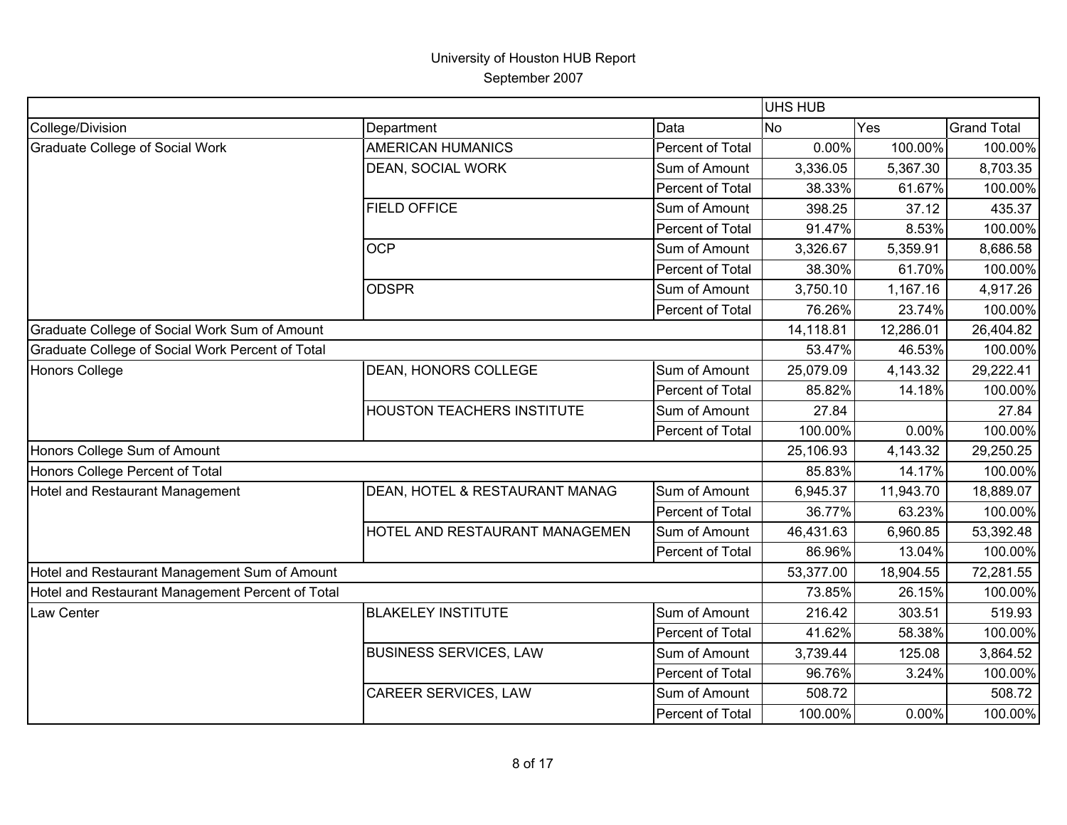# University of Houston HUB Report

September 2007

| | | | UHS HUB | | |
|---|---|---|---|---|---|
| College/Division | Department | Data | No | Yes | Grand Total |
| Graduate College of Social Work | AMERICAN HUMANICS | Percent of Total | 0.00% | 100.00% | 100.00% |
| | DEAN, SOCIAL WORK | Sum of Amount | 3,336.05 | 5,367.30 | 8,703.35 |
| | | Percent of Total | 38.33% | 61.67% | 100.00% |
| | FIELD OFFICE | Sum of Amount | 398.25 | 37.12 | 435.37 |
| | | Percent of Total | 91.47% | 8.53% | 100.00% |
| | OCP | Sum of Amount | 3,326.67 | 5,359.91 | 8,686.58 |
| | | Percent of Total | 38.30% | 61.70% | 100.00% |
| | ODSPR | Sum of Amount | 3,750.10 | 1,167.16 | 4,917.26 |
| | | Percent of Total | 76.26% | 23.74% | 100.00% |
| Graduate College of Social Work Sum of Amount | | | 14,118.81 | 12,286.01 | 26,404.82 |
| Graduate College of Social Work Percent of Total | | | 53.47% | 46.53% | 100.00% |
| Honors College | DEAN, HONORS COLLEGE | Sum of Amount | 25,079.09 | 4,143.32 | 29,222.41 |
| | | Percent of Total | 85.82% | 14.18% | 100.00% |
| | HOUSTON TEACHERS INSTITUTE | Sum of Amount | 27.84 | | 27.84 |
| | | Percent of Total | 100.00% | 0.00% | 100.00% |
| Honors College Sum of Amount | | | 25,106.93 | 4,143.32 | 29,250.25 |
| Honors College Percent of Total | | | 85.83% | 14.17% | 100.00% |
| Hotel and Restaurant Management | DEAN, HOTEL & RESTAURANT MANAG | Sum of Amount | 6,945.37 | 11,943.70 | 18,889.07 |
| | | Percent of Total | 36.77% | 63.23% | 100.00% |
| | HOTEL AND RESTAURANT MANAGEMEN | Sum of Amount | 46,431.63 | 6,960.85 | 53,392.48 |
| | | Percent of Total | 86.96% | 13.04% | 100.00% |
| Hotel and Restaurant Management Sum of Amount | | | 53,377.00 | 18,904.55 | 72,281.55 |
| Hotel and Restaurant Management Percent of Total | | | 73.85% | 26.15% | 100.00% |
| Law Center | BLAKELEY INSTITUTE | Sum of Amount | 216.42 | 303.51 | 519.93 |
| | | Percent of Total | 41.62% | 58.38% | 100.00% |
| | BUSINESS SERVICES, LAW | Sum of Amount | 3,739.44 | 125.08 | 3,864.52 |
| | | Percent of Total | 96.76% | 3.24% | 100.00% |
| | CAREER SERVICES, LAW | Sum of Amount | 508.72 | | 508.72 |
| | | Percent of Total | 100.00% | 0.00% | 100.00% |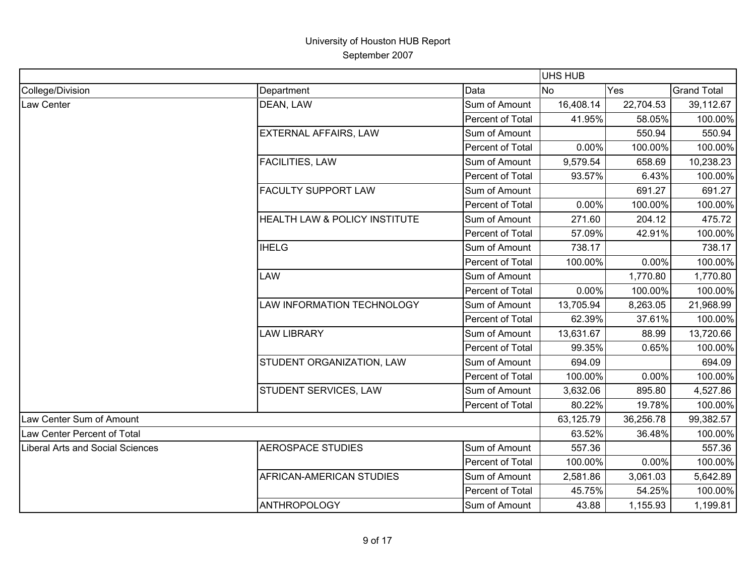# University of Houston HUB Report

September 2007

| | | | UHS HUB | | |
|---|---|---|---|---|---|
| College/Division | Department | Data | No | Yes | Grand Total |
| Law Center | DEAN, LAW | Sum of Amount | 16,408.14 | 22,704.53 | 39,112.67 |
| | | Percent of Total | 41.95% | 58.05% | 100.00% |
| | EXTERNAL AFFAIRS, LAW | Sum of Amount | | 550.94 | 550.94 |
| | | Percent of Total | 0.00% | 100.00% | 100.00% |
| | FACILITIES, LAW | Sum of Amount | 9,579.54 | 658.69 | 10,238.23 |
| | | Percent of Total | 93.57% | 6.43% | 100.00% |
| | FACULTY SUPPORT LAW | Sum of Amount | | 691.27 | 691.27 |
| | | Percent of Total | 0.00% | 100.00% | 100.00% |
| | HEALTH LAW & POLICY INSTITUTE | Sum of Amount | 271.60 | 204.12 | 475.72 |
| | | Percent of Total | 57.09% | 42.91% | 100.00% |
| | IHELG | Sum of Amount | 738.17 | | 738.17 |
| | | Percent of Total | 100.00% | 0.00% | 100.00% |
| | LAW | Sum of Amount | | 1,770.80 | 1,770.80 |
| | | Percent of Total | 0.00% | 100.00% | 100.00% |
| | LAW INFORMATION TECHNOLOGY | Sum of Amount | 13,705.94 | 8,263.05 | 21,968.99 |
| | | Percent of Total | 62.39% | 37.61% | 100.00% |
| | LAW LIBRARY | Sum of Amount | 13,631.67 | 88.99 | 13,720.66 |
| | | Percent of Total | 99.35% | 0.65% | 100.00% |
| | STUDENT ORGANIZATION, LAW | Sum of Amount | 694.09 | | 694.09 |
| | | Percent of Total | 100.00% | 0.00% | 100.00% |
| | STUDENT SERVICES, LAW | Sum of Amount | 3,632.06 | 895.80 | 4,527.86 |
| | | Percent of Total | 80.22% | 19.78% | 100.00% |
| Law Center Sum of Amount | | | 63,125.79 | 36,256.78 | 99,382.57 |
| Law Center Percent of Total | | | 63.52% | 36.48% | 100.00% |
| Liberal Arts and Social Sciences | AEROSPACE STUDIES | Sum of Amount | 557.36 | | 557.36 |
| | | Percent of Total | 100.00% | 0.00% | 100.00% |
| | AFRICAN-AMERICAN STUDIES | Sum of Amount | 2,581.86 | 3,061.03 | 5,642.89 |
| | | Percent of Total | 45.75% | 54.25% | 100.00% |
| | ANTHROPOLOGY | Sum of Amount | 43.88 | 1,155.93 | 1,199.81 |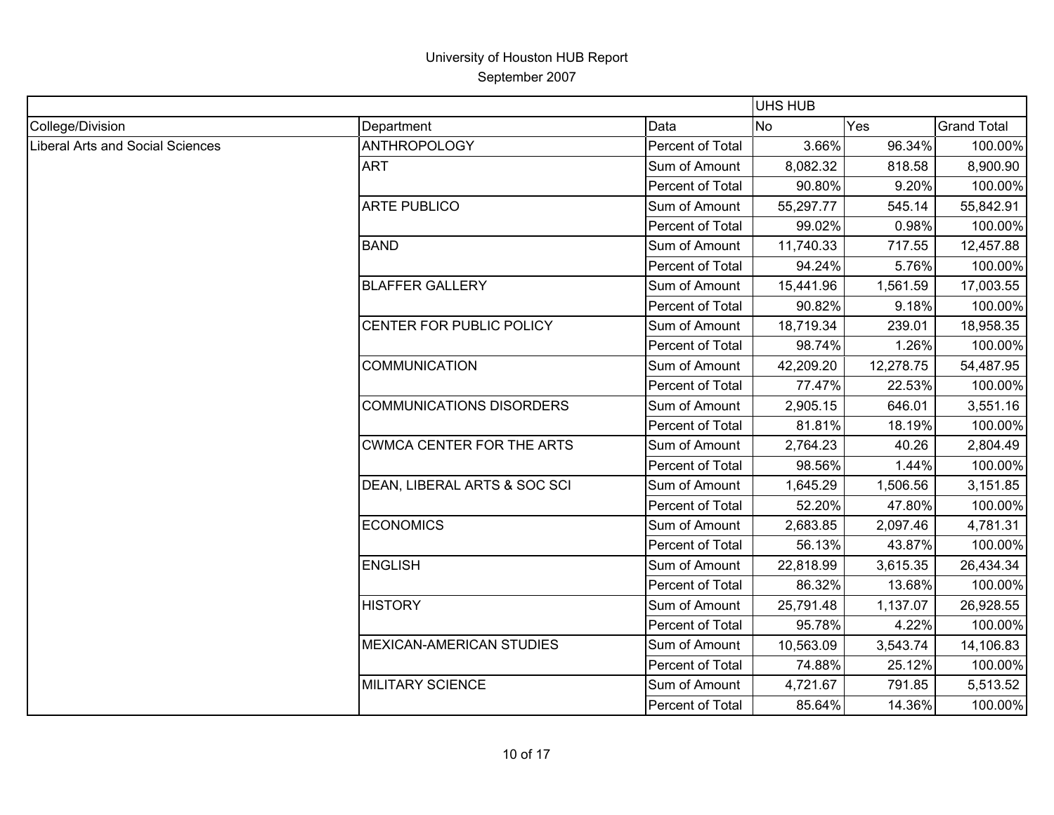# University of Houston HUB Report
## September 2007

| | | | UHS HUB | | |
|---|---|---|---|---|---|
| College/Division | Department | Data | No | Yes | Grand Total |
| Liberal Arts and Social Sciences | ANTHROPOLOGY | Percent of Total | 3.66% | 96.34% | 100.00% |
| | ART | Sum of Amount | 8,082.32 | 818.58 | 8,900.90 |
| | | Percent of Total | 90.80% | 9.20% | 100.00% |
| | ARTE PUBLICO | Sum of Amount | 55,297.77 | 545.14 | 55,842.91 |
| | | Percent of Total | 99.02% | 0.98% | 100.00% |
| | BAND | Sum of Amount | 11,740.33 | 717.55 | 12,457.88 |
| | | Percent of Total | 94.24% | 5.76% | 100.00% |
| | BLAFFER GALLERY | Sum of Amount | 15,441.96 | 1,561.59 | 17,003.55 |
| | | Percent of Total | 90.82% | 9.18% | 100.00% |
| | CENTER FOR PUBLIC POLICY | Sum of Amount | 18,719.34 | 239.01 | 18,958.35 |
| | | Percent of Total | 98.74% | 1.26% | 100.00% |
| | COMMUNICATION | Sum of Amount | 42,209.20 | 12,278.75 | 54,487.95 |
| | | Percent of Total | 77.47% | 22.53% | 100.00% |
| | COMMUNICATIONS DISORDERS | Sum of Amount | 2,905.15 | 646.01 | 3,551.16 |
| | | Percent of Total | 81.81% | 18.19% | 100.00% |
| | CWMCA CENTER FOR THE ARTS | Sum of Amount | 2,764.23 | 40.26 | 2,804.49 |
| | | Percent of Total | 98.56% | 1.44% | 100.00% |
| | DEAN, LIBERAL ARTS & SOC SCI | Sum of Amount | 1,645.29 | 1,506.56 | 3,151.85 |
| | | Percent of Total | 52.20% | 47.80% | 100.00% |
| | ECONOMICS | Sum of Amount | 2,683.85 | 2,097.46 | 4,781.31 |
| | | Percent of Total | 56.13% | 43.87% | 100.00% |
| | ENGLISH | Sum of Amount | 22,818.99 | 3,615.35 | 26,434.34 |
| | | Percent of Total | 86.32% | 13.68% | 100.00% |
| | HISTORY | Sum of Amount | 25,791.48 | 1,137.07 | 26,928.55 |
| | | Percent of Total | 95.78% | 4.22% | 100.00% |
| | MEXICAN-AMERICAN STUDIES | Sum of Amount | 10,563.09 | 3,543.74 | 14,106.83 |
| | | Percent of Total | 74.88% | 25.12% | 100.00% |
| | MILITARY SCIENCE | Sum of Amount | 4,721.67 | 791.85 | 5,513.52 |
| | | Percent of Total | 85.64% | 14.36% | 100.00% |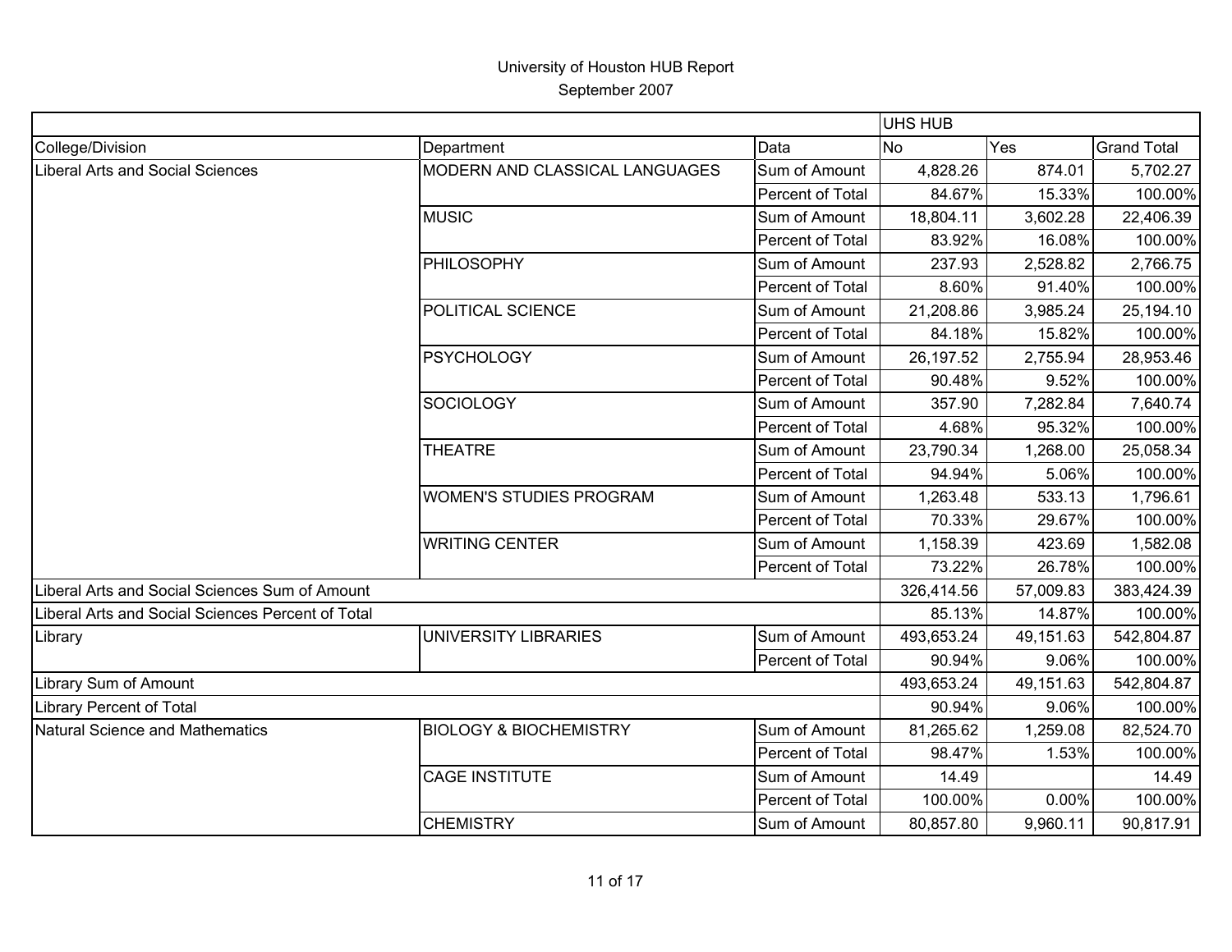# University of Houston HUB Report

September 2007

| | | | UHS HUB | | |
|---|---|---|---|---|---|
| College/Division | Department | Data | No | Yes | Grand Total |
| Liberal Arts and Social Sciences | MODERN AND CLASSICAL LANGUAGES | Sum of Amount | 4,828.26 | 874.01 | 5,702.27 |
| | | Percent of Total | 84.67% | 15.33% | 100.00% |
| | MUSIC | Sum of Amount | 18,804.11 | 3,602.28 | 22,406.39 |
| | | Percent of Total | 83.92% | 16.08% | 100.00% |
| | PHILOSOPHY | Sum of Amount | 237.93 | 2,528.82 | 2,766.75 |
| | | Percent of Total | 8.60% | 91.40% | 100.00% |
| | POLITICAL SCIENCE | Sum of Amount | 21,208.86 | 3,985.24 | 25,194.10 |
| | | Percent of Total | 84.18% | 15.82% | 100.00% |
| | PSYCHOLOGY | Sum of Amount | 26,197.52 | 2,755.94 | 28,953.46 |
| | | Percent of Total | 90.48% | 9.52% | 100.00% |
| | SOCIOLOGY | Sum of Amount | 357.90 | 7,282.84 | 7,640.74 |
| | | Percent of Total | 4.68% | 95.32% | 100.00% |
| | THEATRE | Sum of Amount | 23,790.34 | 1,268.00 | 25,058.34 |
| | | Percent of Total | 94.94% | 5.06% | 100.00% |
| | WOMEN'S STUDIES PROGRAM | Sum of Amount | 1,263.48 | 533.13 | 1,796.61 |
| | | Percent of Total | 70.33% | 29.67% | 100.00% |
| | WRITING CENTER | Sum of Amount | 1,158.39 | 423.69 | 1,582.08 |
| | | Percent of Total | 73.22% | 26.78% | 100.00% |
| Liberal Arts and Social Sciences Sum of Amount | | | 326,414.56 | 57,009.83 | 383,424.39 |
| Liberal Arts and Social Sciences Percent of Total | | | 85.13% | 14.87% | 100.00% |
| Library | UNIVERSITY LIBRARIES | Sum of Amount | 493,653.24 | 49,151.63 | 542,804.87 |
| | | Percent of Total | 90.94% | 9.06% | 100.00% |
| Library Sum of Amount | | | 493,653.24 | 49,151.63 | 542,804.87 |
| Library Percent of Total | | | 90.94% | 9.06% | 100.00% |
| Natural Science and Mathematics | BIOLOGY & BIOCHEMISTRY | Sum of Amount | 81,265.62 | 1,259.08 | 82,524.70 |
| | | Percent of Total | 98.47% | 1.53% | 100.00% |
| | CAGE INSTITUTE | Sum of Amount | 14.49 | | 14.49 |
| | | Percent of Total | 100.00% | 0.00% | 100.00% |
| | CHEMISTRY | Sum of Amount | 80,857.80 | 9,960.11 | 90,817.91 |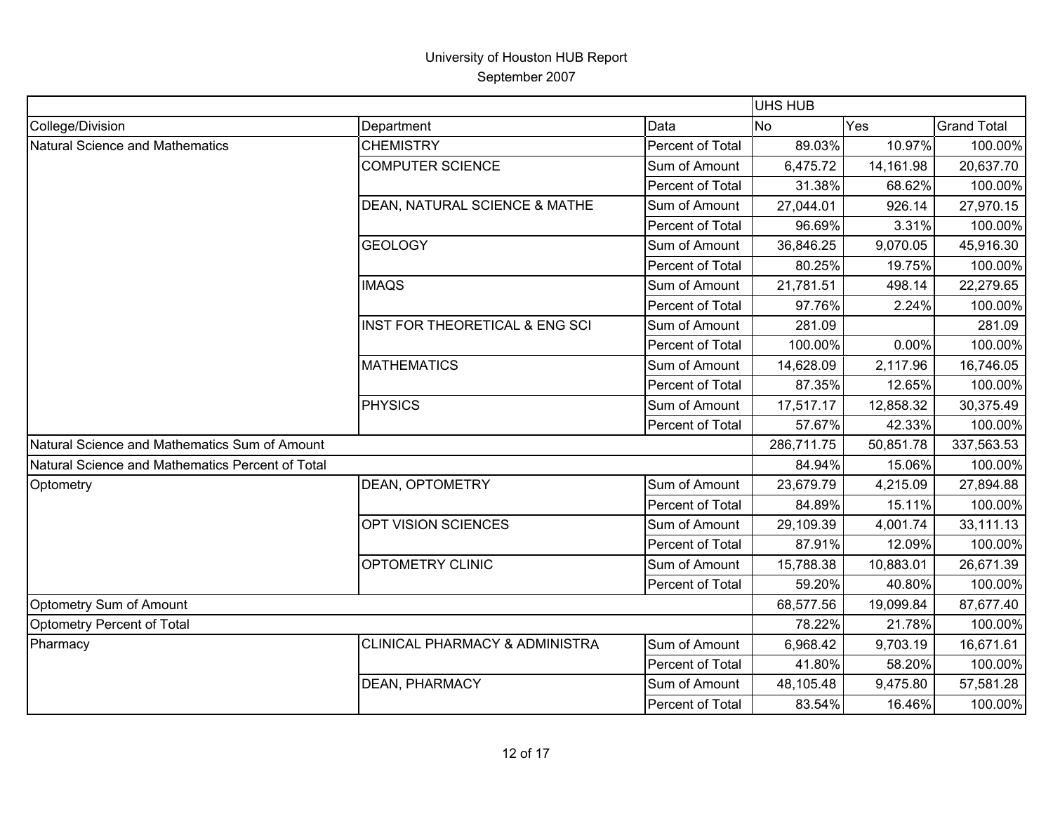# University of Houston HUB Report
September 2007

| | | | UHS HUB | | |
|---|---|---|---|---|---|
| College/Division | Department | Data | No | Yes | Grand Total |
| Natural Science and Mathematics | CHEMISTRY | Percent of Total | 89.03% | 10.97% | 100.00% |
| | COMPUTER SCIENCE | Sum of Amount | 6,475.72 | 14,161.98 | 20,637.70 |
| | | Percent of Total | 31.38% | 68.62% | 100.00% |
| | DEAN, NATURAL SCIENCE & MATHE | Sum of Amount | 27,044.01 | 926.14 | 27,970.15 |
| | | Percent of Total | 96.69% | 3.31% | 100.00% |
| | GEOLOGY | Sum of Amount | 36,846.25 | 9,070.05 | 45,916.30 |
| | | Percent of Total | 80.25% | 19.75% | 100.00% |
| | IMAQS | Sum of Amount | 21,781.51 | 498.14 | 22,279.65 |
| | | Percent of Total | 97.76% | 2.24% | 100.00% |
| | INST FOR THEORETICAL & ENG SCI | Sum of Amount | 281.09 | | 281.09 |
| | | Percent of Total | 100.00% | 0.00% | 100.00% |
| | MATHEMATICS | Sum of Amount | 14,628.09 | 2,117.96 | 16,746.05 |
| | | Percent of Total | 87.35% | 12.65% | 100.00% |
| | PHYSICS | Sum of Amount | 17,517.17 | 12,858.32 | 30,375.49 |
| | | Percent of Total | 57.67% | 42.33% | 100.00% |
| Natural Science and Mathematics Sum of Amount | | | 286,711.75 | 50,851.78 | 337,563.53 |
| Natural Science and Mathematics Percent of Total | | | 84.94% | 15.06% | 100.00% |
| Optometry | DEAN, OPTOMETRY | Sum of Amount | 23,679.79 | 4,215.09 | 27,894.88 |
| | | Percent of Total | 84.89% | 15.11% | 100.00% |
| | OPT VISION SCIENCES | Sum of Amount | 29,109.39 | 4,001.74 | 33,111.13 |
| | | Percent of Total | 87.91% | 12.09% | 100.00% |
| | OPTOMETRY CLINIC | Sum of Amount | 15,788.38 | 10,883.01 | 26,671.39 |
| | | Percent of Total | 59.20% | 40.80% | 100.00% |
| Optometry Sum of Amount | | | 68,577.56 | 19,099.84 | 87,677.40 |
| Optometry Percent of Total | | | 78.22% | 21.78% | 100.00% |
| Pharmacy | CLINICAL PHARMACY & ADMINISTRA | Sum of Amount | 6,968.42 | 9,703.19 | 16,671.61 |
| | | Percent of Total | 41.80% | 58.20% | 100.00% |
| | DEAN, PHARMACY | Sum of Amount | 48,105.48 | 9,475.80 | 57,581.28 |
| | | Percent of Total | 83.54% | 16.46% | 100.00% |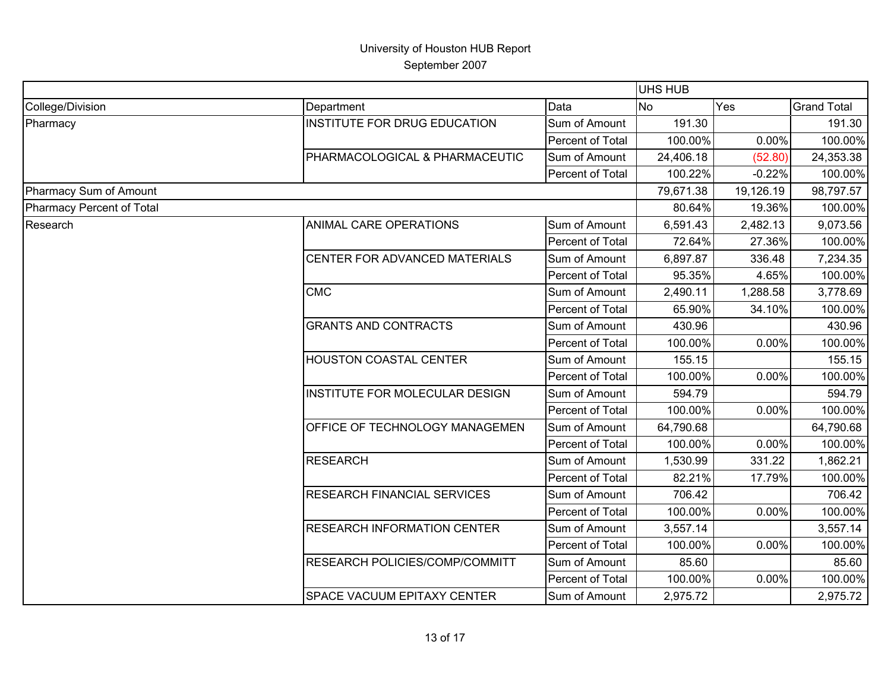University of Houston HUB Report
September 2007

| | | | UHS HUB | | |
|---|---|---|---|---|---|
| College/Division | Department | Data | No | Yes | Grand Total |
| Pharmacy | INSTITUTE FOR DRUG EDUCATION | Sum of Amount | 191.30 | | 191.30 |
| | | Percent of Total | 100.00% | 0.00% | 100.00% |
| | PHARMACOLOGICAL & PHARMACEUTIC | Sum of Amount | 24,406.18 | (52.80) | 24,353.38 |
| | | Percent of Total | 100.22% | -0.22% | 100.00% |
| Pharmacy Sum of Amount | | | 79,671.38 | 19,126.19 | 98,797.57 |
| Pharmacy Percent of Total | | | 80.64% | 19.36% | 100.00% |
| Research | ANIMAL CARE OPERATIONS | Sum of Amount | 6,591.43 | 2,482.13 | 9,073.56 |
| | | Percent of Total | 72.64% | 27.36% | 100.00% |
| | CENTER FOR ADVANCED MATERIALS | Sum of Amount | 6,897.87 | 336.48 | 7,234.35 |
| | | Percent of Total | 95.35% | 4.65% | 100.00% |
| | CMC | Sum of Amount | 2,490.11 | 1,288.58 | 3,778.69 |
| | | Percent of Total | 65.90% | 34.10% | 100.00% |
| | GRANTS AND CONTRACTS | Sum of Amount | 430.96 | | 430.96 |
| | | Percent of Total | 100.00% | 0.00% | 100.00% |
| | HOUSTON COASTAL CENTER | Sum of Amount | 155.15 | | 155.15 |
| | | Percent of Total | 100.00% | 0.00% | 100.00% |
| | INSTITUTE FOR MOLECULAR DESIGN | Sum of Amount | 594.79 | | 594.79 |
| | | Percent of Total | 100.00% | 0.00% | 100.00% |
| | OFFICE OF TECHNOLOGY MANAGEMEN | Sum of Amount | 64,790.68 | | 64,790.68 |
| | | Percent of Total | 100.00% | 0.00% | 100.00% |
| | RESEARCH | Sum of Amount | 1,530.99 | 331.22 | 1,862.21 |
| | | Percent of Total | 82.21% | 17.79% | 100.00% |
| | RESEARCH FINANCIAL SERVICES | Sum of Amount | 706.42 | | 706.42 |
| | | Percent of Total | 100.00% | 0.00% | 100.00% |
| | RESEARCH INFORMATION CENTER | Sum of Amount | 3,557.14 | | 3,557.14 |
| | | Percent of Total | 100.00% | 0.00% | 100.00% |
| | RESEARCH POLICIES/COMP/COMMITT | Sum of Amount | 85.60 | | 85.60 |
| | | Percent of Total | 100.00% | 0.00% | 100.00% |
| | SPACE VACUUM EPITAXY CENTER | Sum of Amount | 2,975.72 | | 2,975.72 |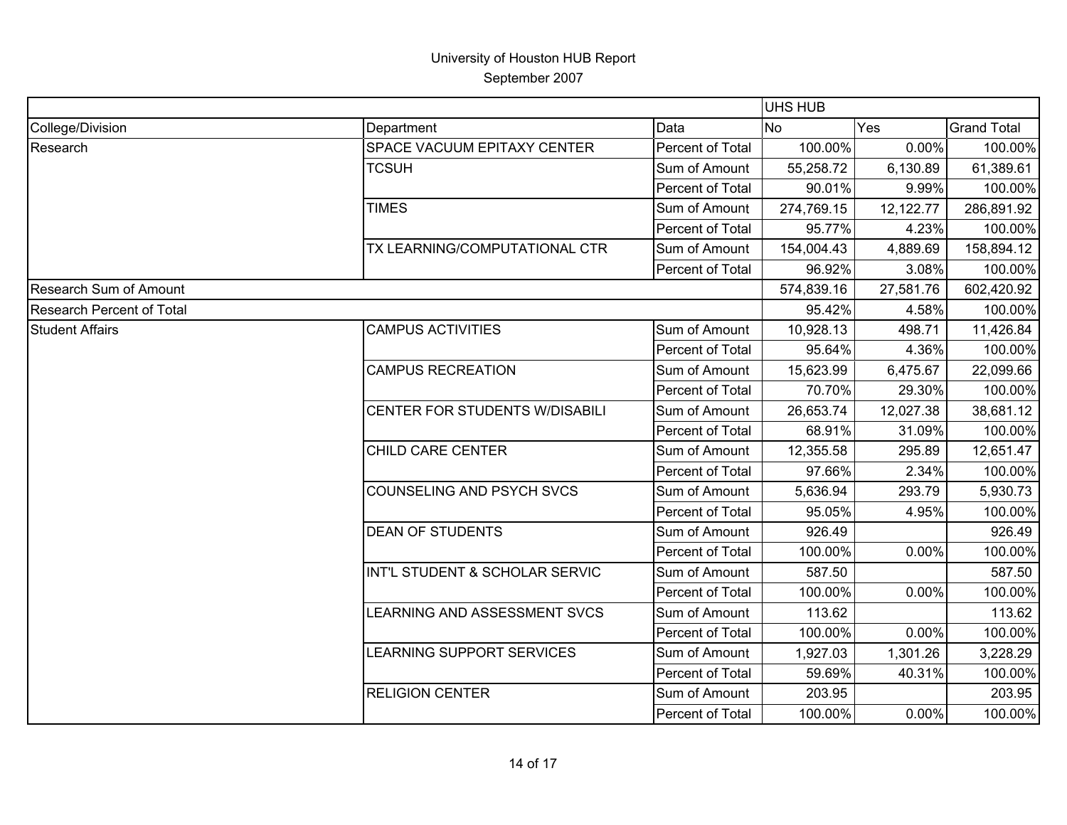University of Houston HUB Report
September 2007

| | | | UHS HUB | | |
|---|---|---|---|---|---|
| College/Division | Department | Data | No | Yes | Grand Total |
| Research | SPACE VACUUM EPITAXY CENTER | Percent of Total | 100.00% | 0.00% | 100.00% |
| | TCSUH | Sum of Amount | 55,258.72 | 6,130.89 | 61,389.61 |
| | | Percent of Total | 90.01% | 9.99% | 100.00% |
| | TIMES | Sum of Amount | 274,769.15 | 12,122.77 | 286,891.92 |
| | | Percent of Total | 95.77% | 4.23% | 100.00% |
| | TX LEARNING/COMPUTATIONAL CTR | Sum of Amount | 154,004.43 | 4,889.69 | 158,894.12 |
| | | Percent of Total | 96.92% | 3.08% | 100.00% |
| Research Sum of Amount | | | 574,839.16 | 27,581.76 | 602,420.92 |
| Research Percent of Total | | | 95.42% | 4.58% | 100.00% |
| Student Affairs | CAMPUS ACTIVITIES | Sum of Amount | 10,928.13 | 498.71 | 11,426.84 |
| | | Percent of Total | 95.64% | 4.36% | 100.00% |
| | CAMPUS RECREATION | Sum of Amount | 15,623.99 | 6,475.67 | 22,099.66 |
| | | Percent of Total | 70.70% | 29.30% | 100.00% |
| | CENTER FOR STUDENTS W/DISABILI | Sum of Amount | 26,653.74 | 12,027.38 | 38,681.12 |
| | | Percent of Total | 68.91% | 31.09% | 100.00% |
| | CHILD CARE CENTER | Sum of Amount | 12,355.58 | 295.89 | 12,651.47 |
| | | Percent of Total | 97.66% | 2.34% | 100.00% |
| | COUNSELING AND PSYCH SVCS | Sum of Amount | 5,636.94 | 293.79 | 5,930.73 |
| | | Percent of Total | 95.05% | 4.95% | 100.00% |
| | DEAN OF STUDENTS | Sum of Amount | 926.49 | | 926.49 |
| | | Percent of Total | 100.00% | 0.00% | 100.00% |
| | INT'L STUDENT & SCHOLAR SERVIC | Sum of Amount | 587.50 | | 587.50 |
| | | Percent of Total | 100.00% | 0.00% | 100.00% |
| | LEARNING AND ASSESSMENT SVCS | Sum of Amount | 113.62 | | 113.62 |
| | | Percent of Total | 100.00% | 0.00% | 100.00% |
| | LEARNING SUPPORT SERVICES | Sum of Amount | 1,927.03 | 1,301.26 | 3,228.29 |
| | | Percent of Total | 59.69% | 40.31% | 100.00% |
| | RELIGION CENTER | Sum of Amount | 203.95 | | 203.95 |
| | | Percent of Total | 100.00% | 0.00% | 100.00% |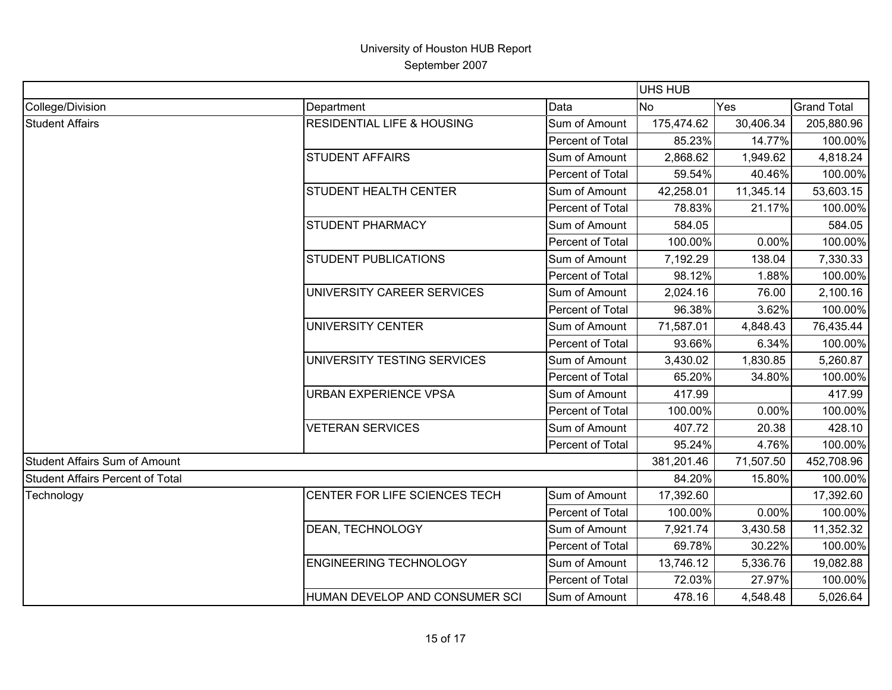University of Houston HUB Report

September 2007

| | | | UHS HUB | | |
|---|---|---|---|---|---|
| College/Division | Department | Data | No | Yes | Grand Total |
| Student Affairs | RESIDENTIAL LIFE & HOUSING | Sum of Amount | 175,474.62 | 30,406.34 | 205,880.96 |
| | | Percent of Total | 85.23% | 14.77% | 100.00% |
| | STUDENT AFFAIRS | Sum of Amount | 2,868.62 | 1,949.62 | 4,818.24 |
| | | Percent of Total | 59.54% | 40.46% | 100.00% |
| | STUDENT HEALTH CENTER | Sum of Amount | 42,258.01 | 11,345.14 | 53,603.15 |
| | | Percent of Total | 78.83% | 21.17% | 100.00% |
| | STUDENT PHARMACY | Sum of Amount | 584.05 | | 584.05 |
| | | Percent of Total | 100.00% | 0.00% | 100.00% |
| | STUDENT PUBLICATIONS | Sum of Amount | 7,192.29 | 138.04 | 7,330.33 |
| | | Percent of Total | 98.12% | 1.88% | 100.00% |
| | UNIVERSITY CAREER SERVICES | Sum of Amount | 2,024.16 | 76.00 | 2,100.16 |
| | | Percent of Total | 96.38% | 3.62% | 100.00% |
| | UNIVERSITY CENTER | Sum of Amount | 71,587.01 | 4,848.43 | 76,435.44 |
| | | Percent of Total | 93.66% | 6.34% | 100.00% |
| | UNIVERSITY TESTING SERVICES | Sum of Amount | 3,430.02 | 1,830.85 | 5,260.87 |
| | | Percent of Total | 65.20% | 34.80% | 100.00% |
| | URBAN EXPERIENCE VPSA | Sum of Amount | 417.99 | | 417.99 |
| | | Percent of Total | 100.00% | 0.00% | 100.00% |
| | VETERAN SERVICES | Sum of Amount | 407.72 | 20.38 | 428.10 |
| | | Percent of Total | 95.24% | 4.76% | 100.00% |
| Student Affairs Sum of Amount | | | 381,201.46 | 71,507.50 | 452,708.96 |
| Student Affairs Percent of Total | | | 84.20% | 15.80% | 100.00% |
| Technology | CENTER FOR LIFE SCIENCES TECH | Sum of Amount | 17,392.60 | | 17,392.60 |
| | | Percent of Total | 100.00% | 0.00% | 100.00% |
| | DEAN, TECHNOLOGY | Sum of Amount | 7,921.74 | 3,430.58 | 11,352.32 |
| | | Percent of Total | 69.78% | 30.22% | 100.00% |
| | ENGINEERING TECHNOLOGY | Sum of Amount | 13,746.12 | 5,336.76 | 19,082.88 |
| | | Percent of Total | 72.03% | 27.97% | 100.00% |
| | HUMAN DEVELOP AND CONSUMER SCI | Sum of Amount | 478.16 | 4,548.48 | 5,026.64 |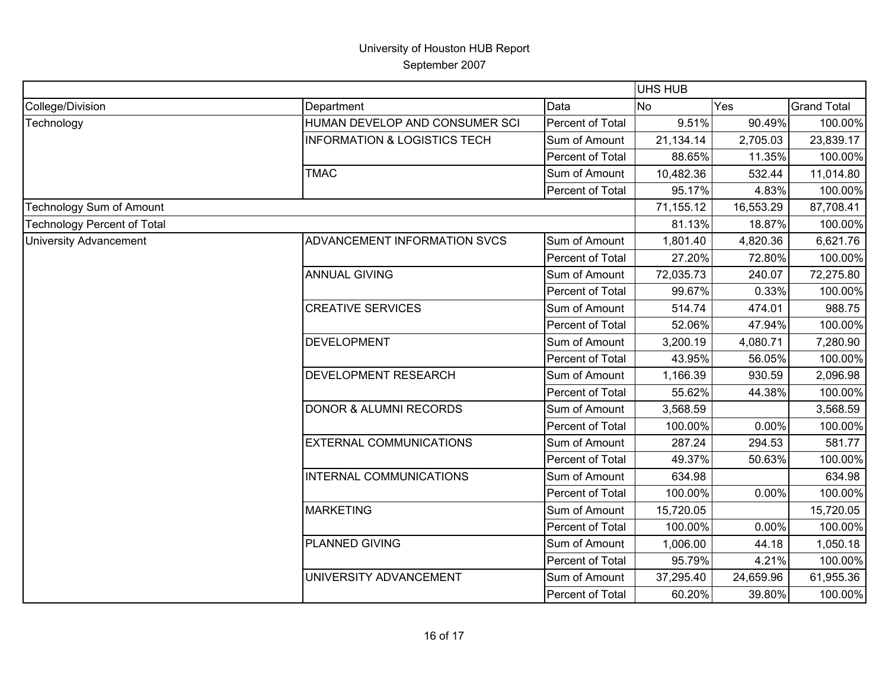# University of Houston HUB Report

September 2007

| | | | UHS HUB | | |
|---|---|---|---|---|---|
| College/Division | Department | Data | No | Yes | Grand Total |
| Technology | HUMAN DEVELOP AND CONSUMER SCI | Percent of Total | 9.51% | 90.49% | 100.00% |
| | INFORMATION & LOGISTICS TECH | Sum of Amount | 21,134.14 | 2,705.03 | 23,839.17 |
| | | Percent of Total | 88.65% | 11.35% | 100.00% |
| | TMAC | Sum of Amount | 10,482.36 | 532.44 | 11,014.80 |
| | | Percent of Total | 95.17% | 4.83% | 100.00% |
| Technology Sum of Amount | | | 71,155.12 | 16,553.29 | 87,708.41 |
| Technology Percent of Total | | | 81.13% | 18.87% | 100.00% |
| University Advancement | ADVANCEMENT INFORMATION SVCS | Sum of Amount | 1,801.40 | 4,820.36 | 6,621.76 |
| | | Percent of Total | 27.20% | 72.80% | 100.00% |
| | ANNUAL GIVING | Sum of Amount | 72,035.73 | 240.07 | 72,275.80 |
| | | Percent of Total | 99.67% | 0.33% | 100.00% |
| | CREATIVE SERVICES | Sum of Amount | 514.74 | 474.01 | 988.75 |
| | | Percent of Total | 52.06% | 47.94% | 100.00% |
| | DEVELOPMENT | Sum of Amount | 3,200.19 | 4,080.71 | 7,280.90 |
| | | Percent of Total | 43.95% | 56.05% | 100.00% |
| | DEVELOPMENT RESEARCH | Sum of Amount | 1,166.39 | 930.59 | 2,096.98 |
| | | Percent of Total | 55.62% | 44.38% | 100.00% |
| | DONOR & ALUMNI RECORDS | Sum of Amount | 3,568.59 | | 3,568.59 |
| | | Percent of Total | 100.00% | 0.00% | 100.00% |
| | EXTERNAL COMMUNICATIONS | Sum of Amount | 287.24 | 294.53 | 581.77 |
| | | Percent of Total | 49.37% | 50.63% | 100.00% |
| | INTERNAL COMMUNICATIONS | Sum of Amount | 634.98 | | 634.98 |
| | | Percent of Total | 100.00% | 0.00% | 100.00% |
| | MARKETING | Sum of Amount | 15,720.05 | | 15,720.05 |
| | | Percent of Total | 100.00% | 0.00% | 100.00% |
| | PLANNED GIVING | Sum of Amount | 1,006.00 | 44.18 | 1,050.18 |
| | | Percent of Total | 95.79% | 4.21% | 100.00% |
| | UNIVERSITY ADVANCEMENT | Sum of Amount | 37,295.40 | 24,659.96 | 61,955.36 |
| | | Percent of Total | 60.20% | 39.80% | 100.00% |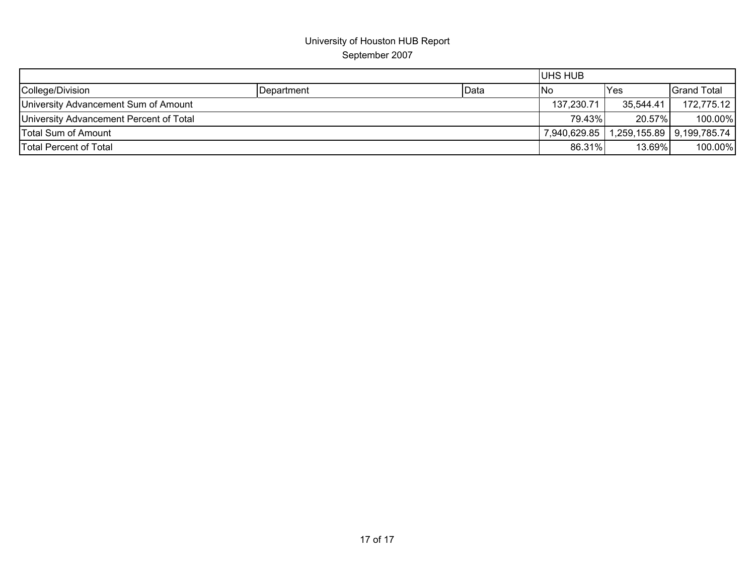University of Houston HUB Report

September 2007

| | | | UHS HUB | | |
|---|---|---|---|---|---|
| College/Division | Department | Data | No | Yes | Grand Total |
| University Advancement Sum of Amount | | | 137,230.71 | 35,544.41 | 172,775.12 |
| University Advancement Percent of Total | | | 79.43% | 20.57% | 100.00% |
| Total Sum of Amount | | | 7,940,629.85 | 1,259,155.89 | 9,199,785.74 |
| Total Percent of Total | | | 86.31% | 13.69% | 100.00% |